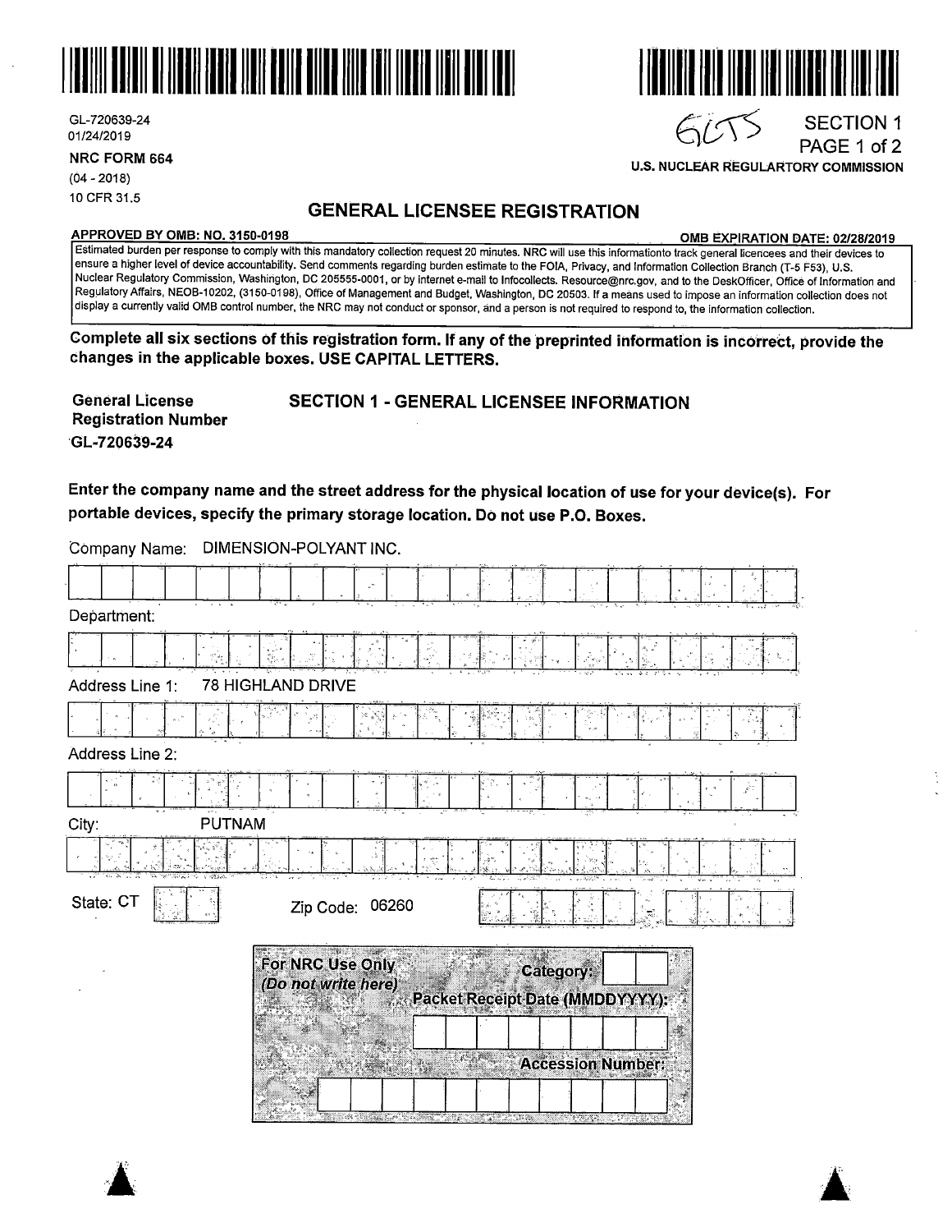GL-720639-24
01/24/2019

**NRC FORM 664**
(04 - 2018)
10 CFR 31.5

6CTS

SECTION 1
PAGE 1 of 2

**U.S. NUCLEAR REGULARTORY COMMISSION**

# GENERAL LICENSEE REGISTRATION

**APPROVED BY OMB: NO. 3150-0198** — **OMB EXPIRATION DATE: 02/28/2019**

Estimated burden per response to comply with this mandatory collection request 20 minutes. NRC will use this informationto track general licencees and their devices to ensure a higher level of device accountability. Send comments regarding burden estimate to the FOIA, Privacy, and Information Collection Branch (T-5 F53), U.S. Nuclear Regulatory Commission, Washington, DC 205555-0001, or by internet e-mail to Infocollects. Resource@nrc.gov, and to the DeskOfficer, Office of Information and Regulatory Affairs, NEOB-10202, (3150-0198), Office of Management and Budget, Washington, DC 20503. If a means used to impose an information collection does not display a currently valid OMB control number, the NRC may not conduct or sponsor, and a person is not required to respond to, the information collection.

**Complete all six sections of this registration form. If any of the preprinted information is incorrect, provide the changes in the applicable boxes. USE CAPITAL LETTERS.**

**General License Registration Number**
**GL-720639-24**

## SECTION 1 - GENERAL LICENSEE INFORMATION

**Enter the company name and the street address for the physical location of use for your device(s). For portable devices, specify the primary storage location. Do not use P.O. Boxes.**

Company Name: DIMENSION-POLYANT INC.

Department:

Address Line 1: 78 HIGHLAND DRIVE

Address Line 2:

City: PUTNAM

State: CT

Zip Code: 06260

**For NRC Use Only**
***(Do not write here)***

**Category:**

**Packet Receipt Date (MMDDYYYY):**

**Accession Number:**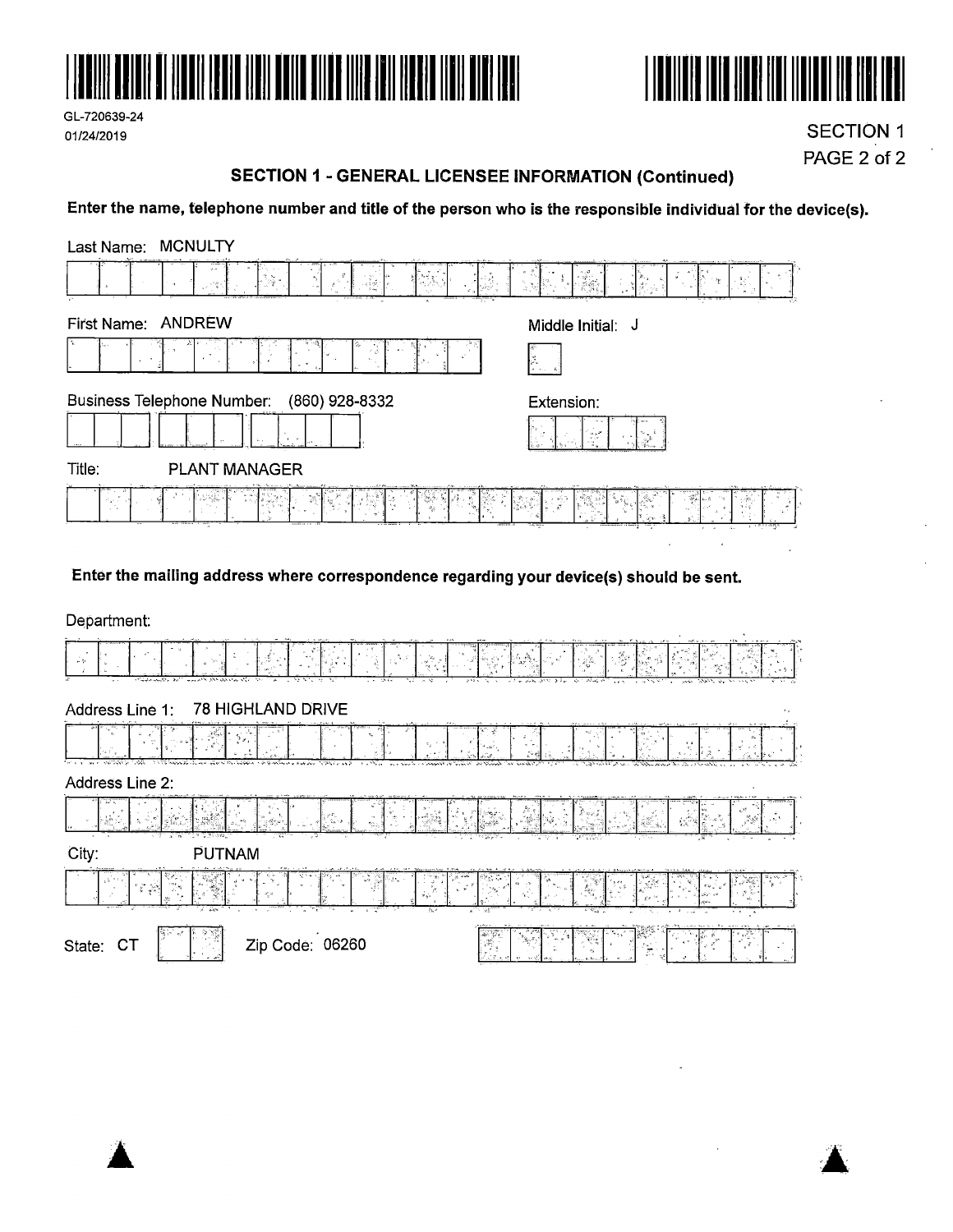GL-720639-24
01/24/2019

SECTION 1

## SECTION 1 - GENERAL LICENSEE INFORMATION (Continued)

**Enter the name, telephone number and title of the person who is the responsible individual for the device(s).**

Last Name: MCNULTY

First Name: ANDREW

Middle Initial: J

Business Telephone Number: (860) 928-8332

Extension:

Title: PLANT MANAGER

**Enter the mailing address where correspondence regarding your device(s) should be sent.**

Department:

Address Line 1: 78 HIGHLAND DRIVE

Address Line 2:

City: PUTNAM

State: CT

Zip Code: 06260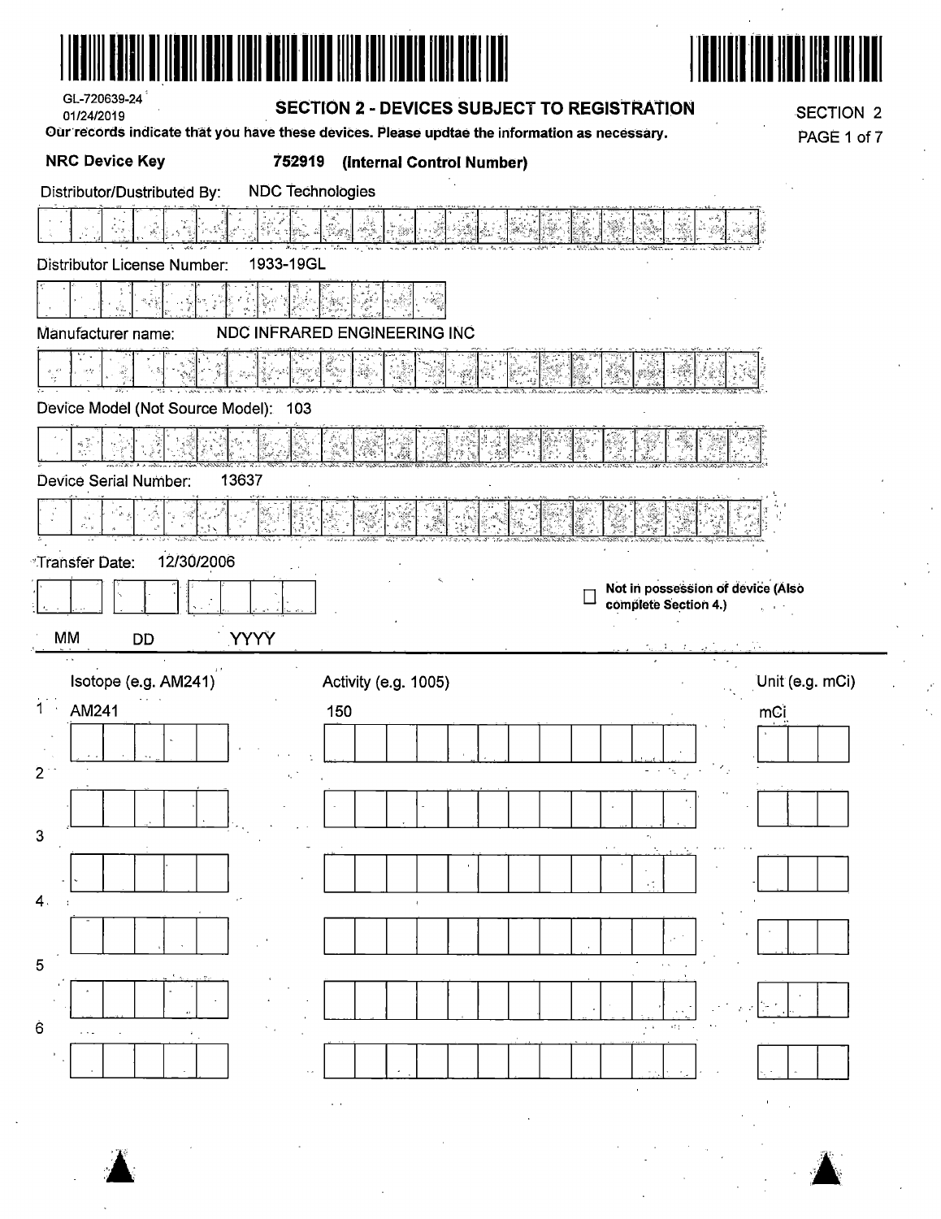GL-720639-24
01/24/2019

## SECTION 2 - DEVICES SUBJECT TO REGISTRATION

SECTION 2

**Our records indicate that you have these devices. Please updtae the information as necessary.**

**NRC Device Key** **752919 (Internal Control Number)**

Distributor/Distributed By: NDC Technologies

Distributor License Number: 1933-19GL

Manufacturer name: NDC INFRARED ENGINEERING INC

Device Model (Not Source Model): 103

Device Serial Number: 13637

Transfer Date: 12/30/2006

MM DD YYYY

☐ **Not in possession of device (Also complete Section 4.)**

| | Isotope (e.g. AM241) | Activity (e.g. 1005) | Unit (e.g. mCi) |
|---|---|---|---|
| 1 | AM241 | 150 | mCi |
| 2 | | | |
| 3 | | | |
| 4 | | | |
| 5 | | | |
| 6 | | | |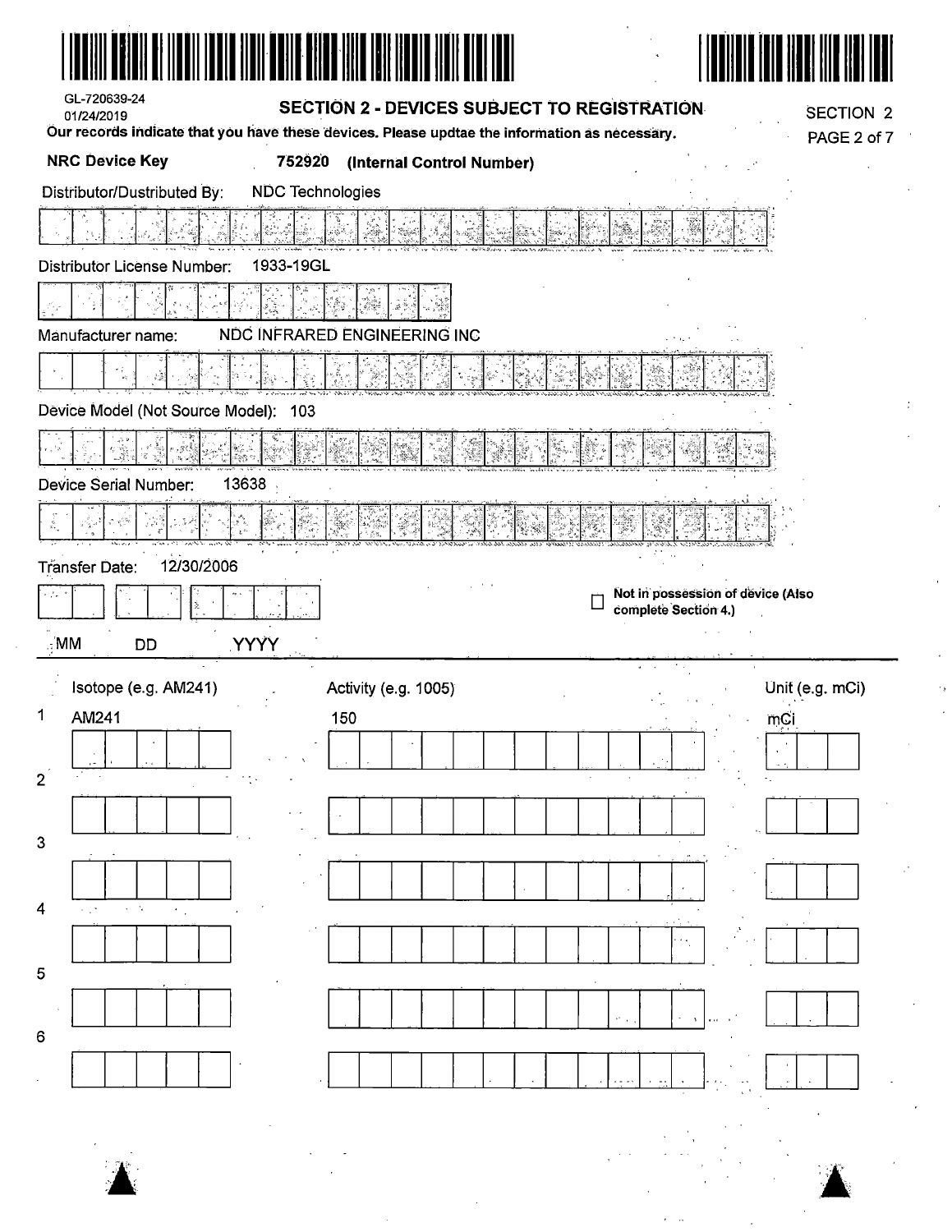GL-720639-24
01/24/2019

## SECTION 2 - DEVICES SUBJECT TO REGISTRATION

SECTION 2

**Our records indicate that you have these devices. Please updtae the information as necessary.**

**NRC Device Key** **752920** **(Internal Control Number)**

Distributor/Destributed By: NDC Technologies

Distributor License Number: 1933-19GL

Manufacturer name: NDC INFRARED ENGINEERING INC

Device Model (Not Source Model): 103

Device Serial Number: 13638

Transfer Date: 12/30/2006

MM DD YYYY

☐ **Not in possession of device (Also complete Section 4.)**

| | Isotope (e.g. AM241) | Activity (e.g. 1005) | Unit (e.g. mCi) |
|---|---|---|---|
| 1 | AM241 | 150 | mCi |
| 2 | | | |
| 3 | | | |
| 4 | | | |
| 5 | | | |
| 6 | | | |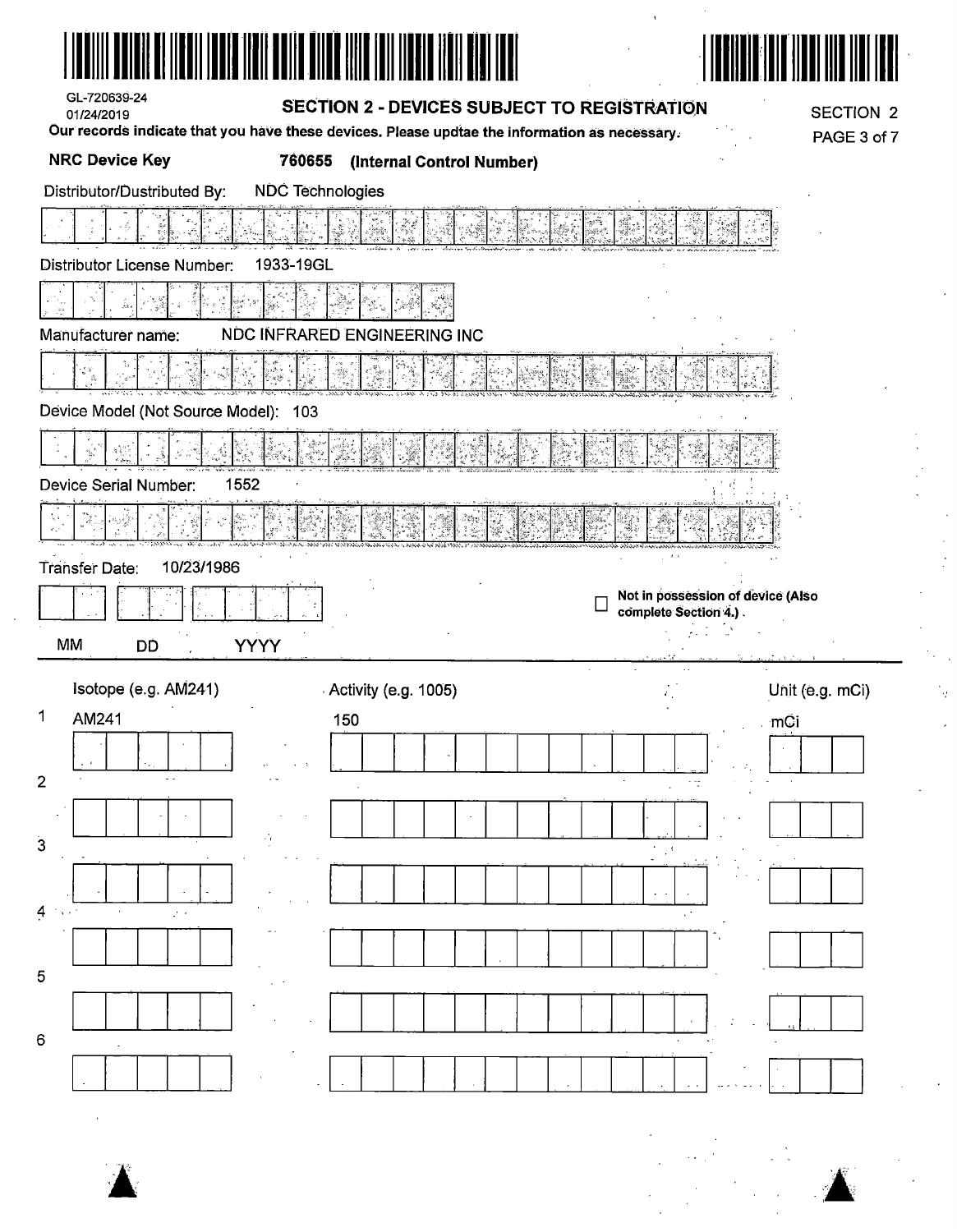GL-720639-24
01/24/2019

## SECTION 2 - DEVICES SUBJECT TO REGISTRATION

SECTION 2
PAGE 3 of 7

**Our records indicate that you have these devices. Please updtae the information as necessary.**

**NRC Device Key** **760655 (Internal Control Number)**

Distributor/Dustributed By: NDC Technologies

Distributor License Number: 1933-19GL

Manufacturer name: NDC INFRARED ENGINEERING INC

Device Model (Not Source Model): 103

Device Serial Number: 1552

Transfer Date: 10/23/1986

MM DD YYYY

☐ **Not in possession of device (Also complete Section 4.)**

| | Isotope (e.g. AM241) | Activity (e.g. 1005) | Unit (e.g. mCi) |
|---|---|---|---|
| 1 | AM241 | 150 | mCi |
| 2 | | | |
| 3 | | | |
| 4 | | | |
| 5 | | | |
| 6 | | | |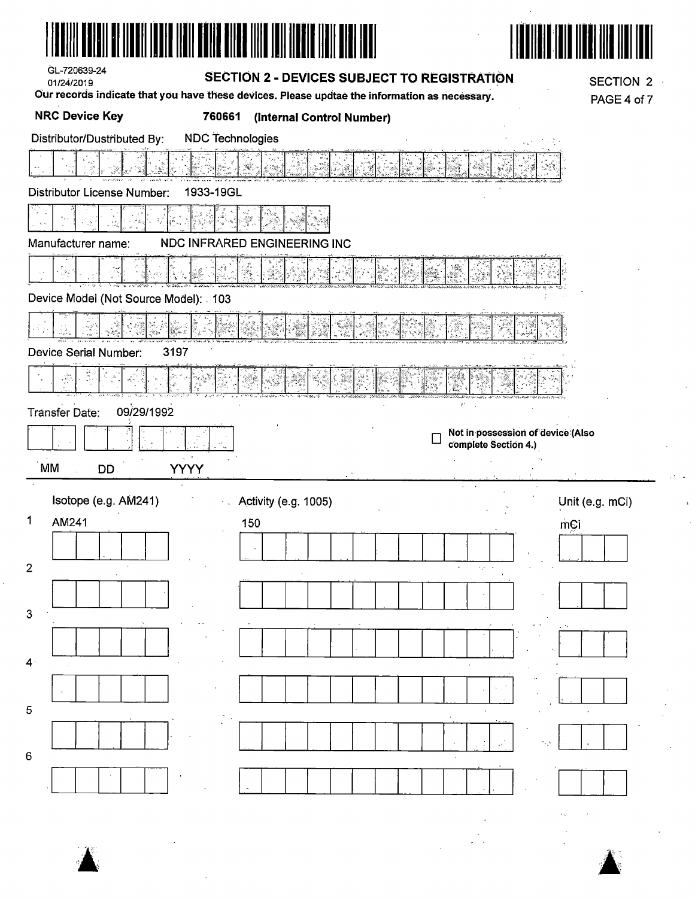GL-720639-24
01/24/2019

## SECTION 2 - DEVICES SUBJECT TO REGISTRATION

SECTION 2
PAGE 4 of 7

Our records indicate that you have these devices. Please updtae the information as necessary.

**NRC Device Key** **760661** **(Internal Control Number)**

Distributor/Distributed By: NDC Technologies

Distributor License Number: 1933-19GL

Manufacturer name: NDC INFRARED ENGINEERING INC

Device Model (Not Source Model): 103

Device Serial Number: 3197

Transfer Date: 09/29/1992

MM DD YYYY

☐ **Not in possession of device (Also complete Section 4.)**

| | Isotope (e.g. AM241) | Activity (e.g. 1005) | Unit (e.g. mCi) |
|---|---|---|---|
| 1 | AM241 | 150 | mCi |
| 2 | | | |
| 3 | | | |
| 4 | | | |
| 5 | | | |
| 6 | | | |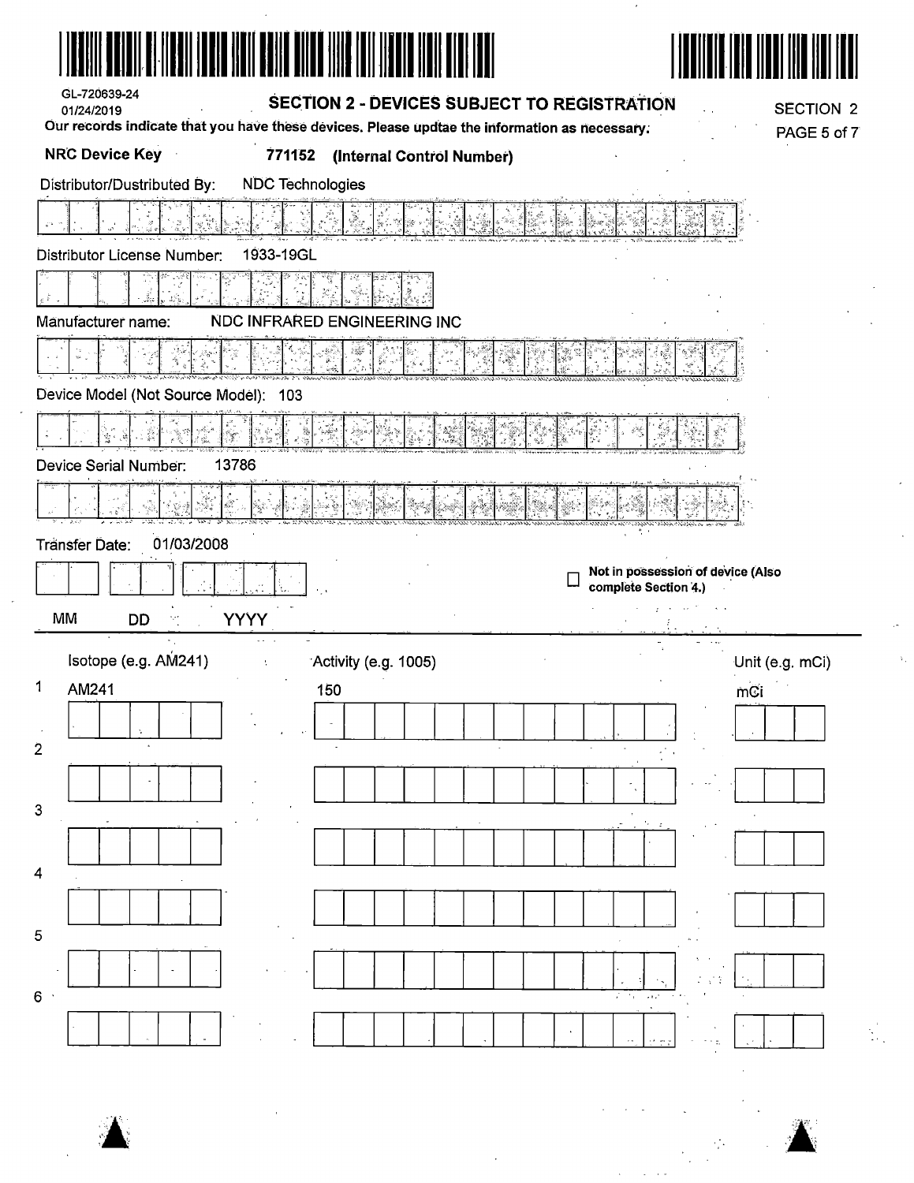GL-720639-24
01/24/2019

## SECTION 2 - DEVICES SUBJECT TO REGISTRATION

SECTION 2

**Our records indicate that you have these devices. Please updtae the information as necessary.**

**NRC Device Key** **771152** **(Internal Control Number)**

Distributor/Dustributed By: NDC Technologies

Distributor License Number: 1933-19GL

Manufacturer name: NDC INFRARED ENGINEERING INC

Device Model (Not Source Model): 103

Device Serial Number: 13786

Transfer Date: 01/03/2008

MM DD YYYY

☐ **Not in possession of device (Also complete Section 4.)**

| | Isotope (e.g. AM241) | Activity (e.g. 1005) | Unit (e.g. mCi) |
|---|---|---|---|
| 1 | AM241 | 150 | mCi |
| 2 | | | |
| 3 | | | |
| 4 | | | |
| 5 | | | |
| 6 | | | |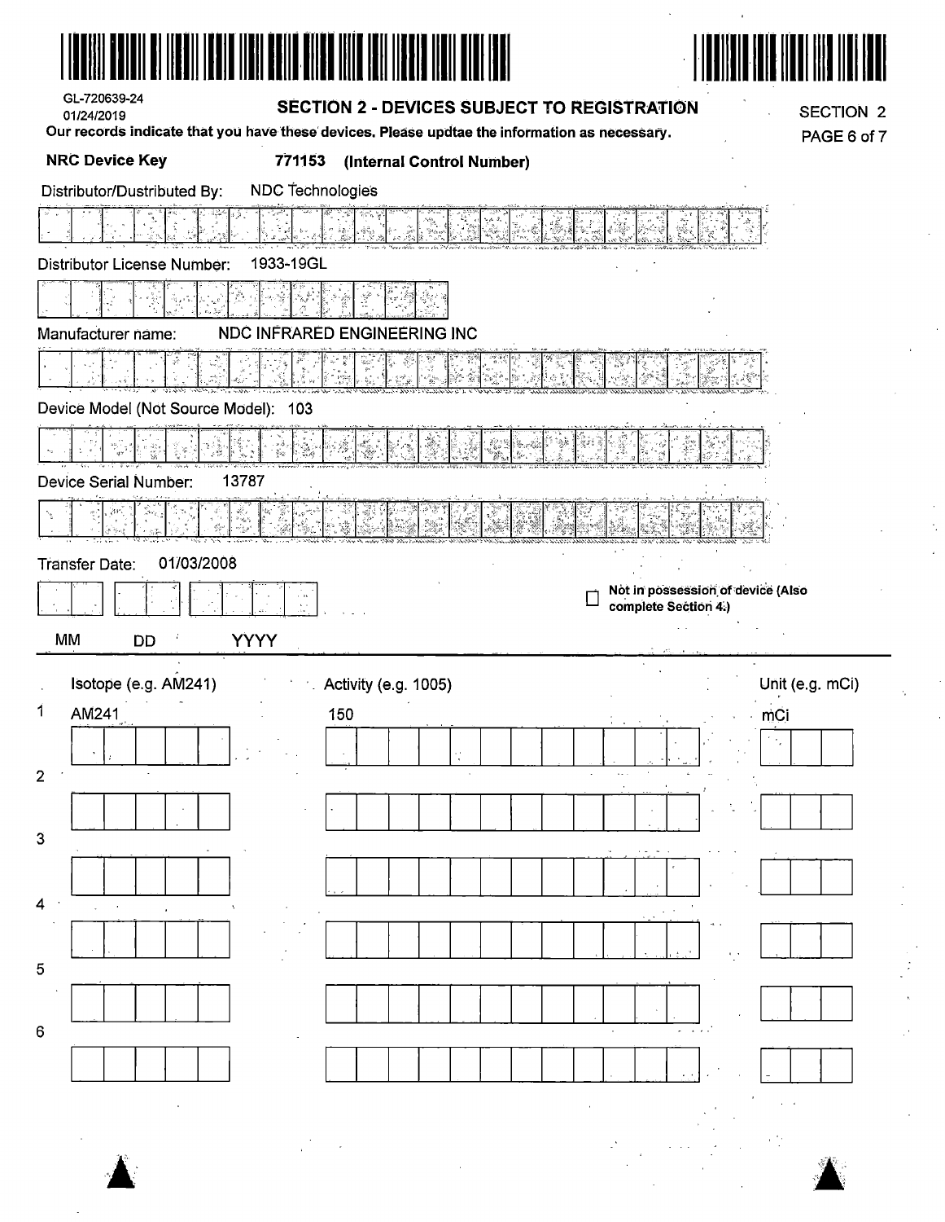GL-720639-24
01/24/2019

## SECTION 2 - DEVICES SUBJECT TO REGISTRATION

SECTION 2

**Our records indicate that you have these devices. Please updtae the information as necessary.**

**NRC Device Key** **771153** **(Internal Control Number)**

Distributor/Dustributed By: NDC Technologies

Distributor License Number: 1933-19GL

Manufacturer name: NDC INFRARED ENGINEERING INC

Device Model (Not Source Model): 103

Device Serial Number: 13787

Transfer Date: 01/03/2008

MM DD YYYY

☐ **Not in possession of device (Also complete Section 4.)**

| | Isotope (e.g. AM241) | Activity (e.g. 1005) | Unit (e.g. mCi) |
|---|---|---|---|
| 1 | AM241 | 150 | mCi |
| 2 | | | |
| 3 | | | |
| 4 | | | |
| 5 | | | |
| 6 | | | |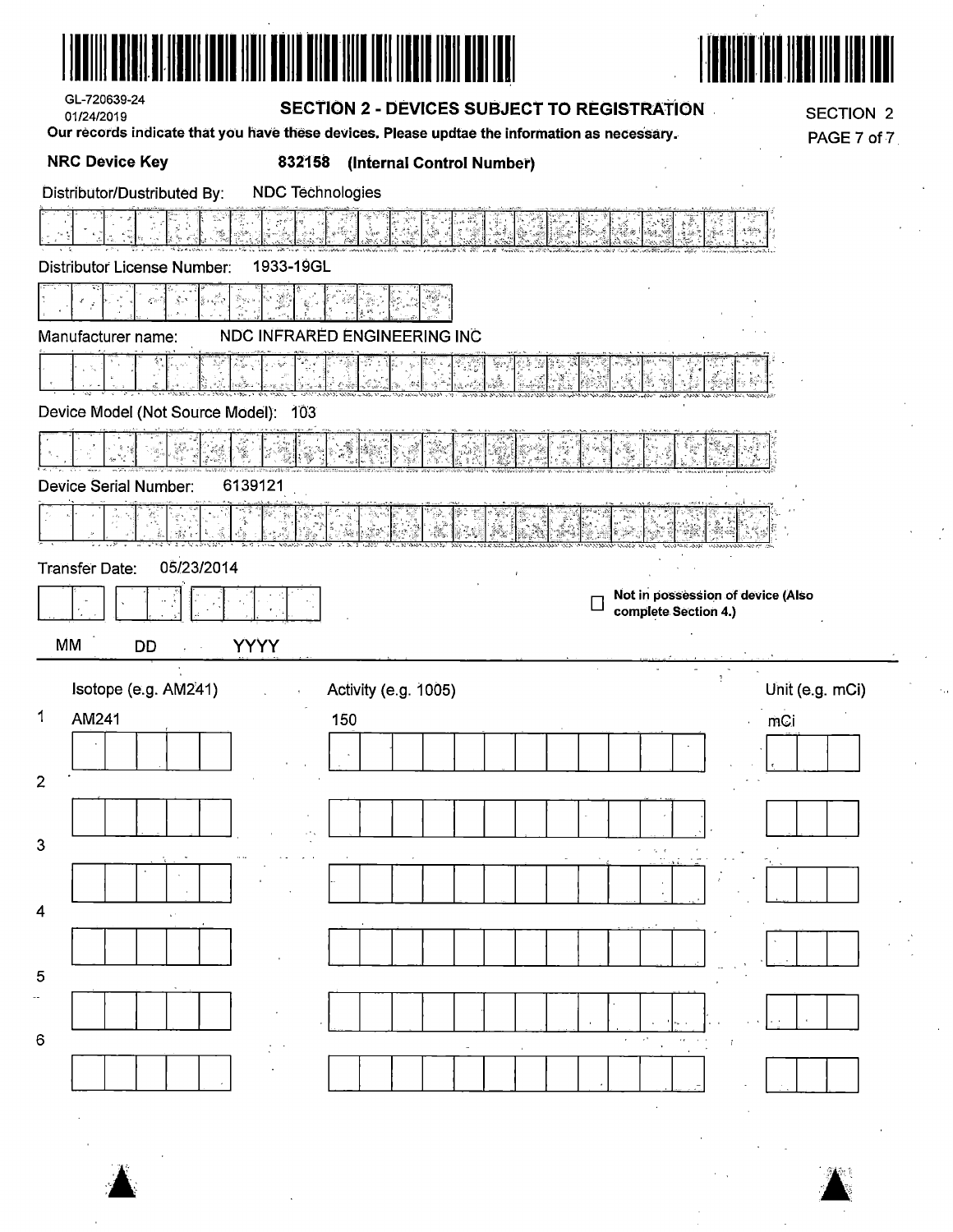GL-720639-24
01/24/2019

## SECTION 2 - DEVICES SUBJECT TO REGISTRATION

SECTION 2
PAGE 7 of 7

**Our records indicate that you have these devices. Please updtae the information as necessary.**

**NRC Device Key** **832158** **(Internal Control Number)**

Distributor/Distributed By: NDC Technologies

Distributor License Number: 1933-19GL

Manufacturer name: NDC INFRARED ENGINEERING INC

Device Model (Not Source Model): 103

Device Serial Number: 6139121

Transfer Date: 05/23/2014

MM DD YYYY

☐ **Not in possession of device (Also complete Section 4.)**

| | Isotope (e.g. AM241) | Activity (e.g. 1005) | Unit (e.g. mCi) |
|---|---|---|---|
| 1 | AM241 | 150 | mCi |
| 2 | | | |
| 3 | | | |
| 4 | | | |
| 5 | | | |
| 6 | | | |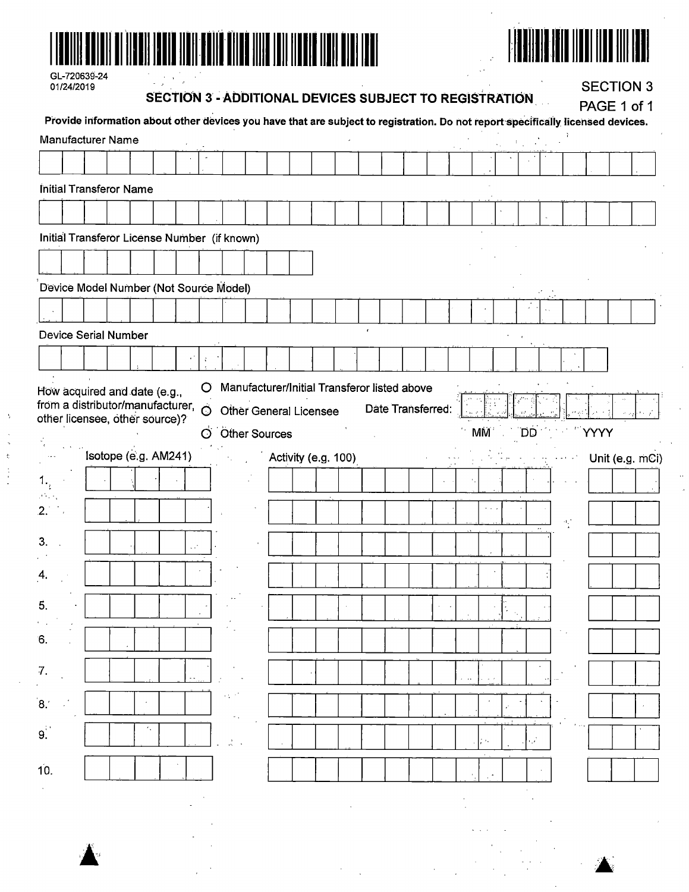GL-720639-24
01/24/2019

## SECTION 3 - ADDITIONAL DEVICES SUBJECT TO REGISTRATION

SECTION 3
PAGE 1 of 1

**Provide information about other devices you have that are subject to registration. Do not report specifically licensed devices.**

Manufacturer Name

Initial Transferor Name

Initial Transferor License Number (if known)

Device Model Number (Not Source Model)

Device Serial Number

How acquired and date (e.g., from a distributor/manufacturer, other licensee, other source)?

- ○ Manufacturer/Initial Transferor listed above
- ○ Other General Licensee
- ○ Other Sources

Date Transferred: MM DD YYYY

| | Isotope (e.g. AM241) | Activity (e.g. 100) | Unit (e.g. mCi) |
|---|---|---|---|
| 1. | | | |
| 2. | | | |
| 3. | | | |
| 4. | | | |
| 5. | | | |
| 6. | | | |
| 7. | | | |
| 8. | | | |
| 9. | | | |
| 10. | | | |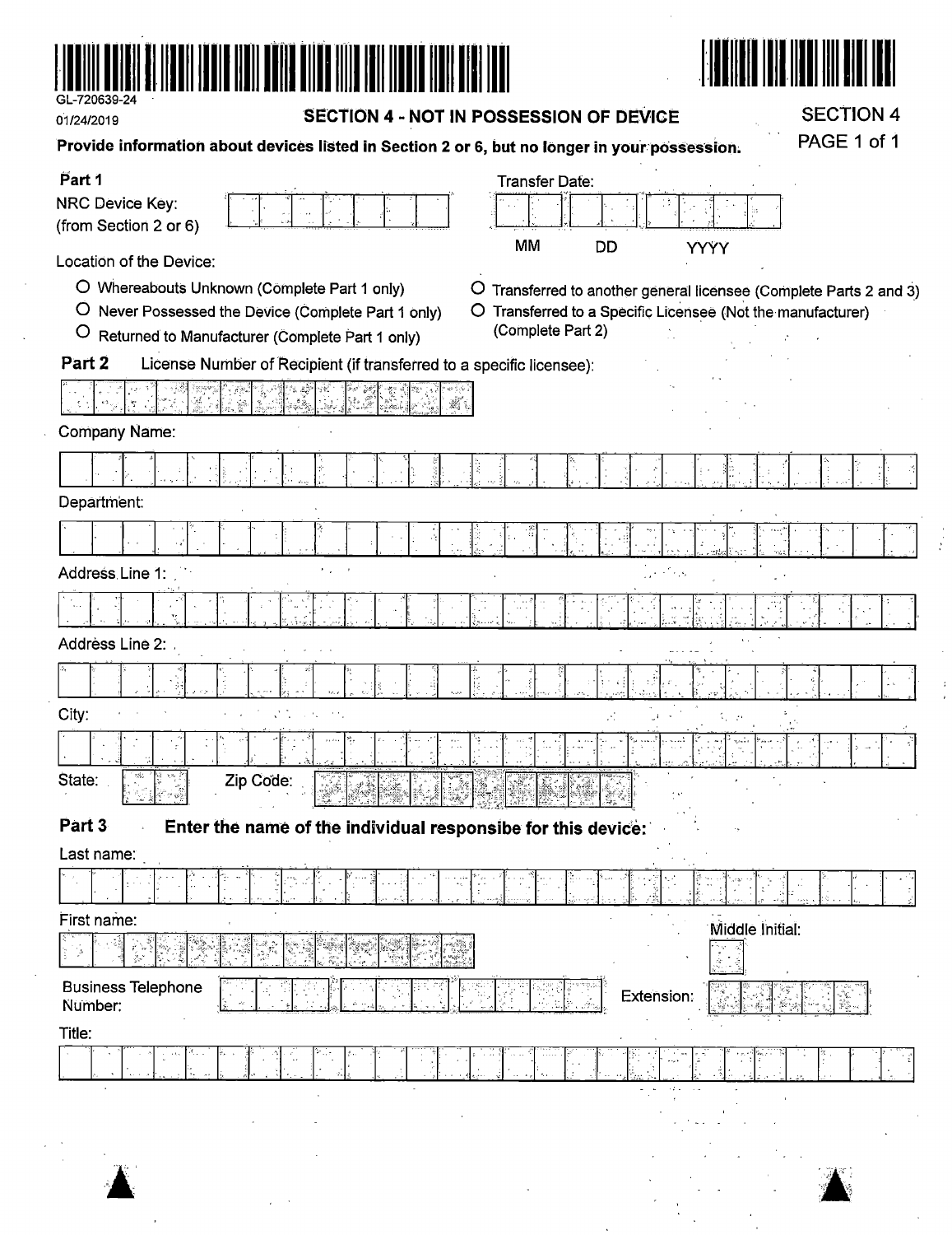GL-720639-24

01/24/2019

## SECTION 4 - NOT IN POSSESSION OF DEVICE

SECTION 4

**Provide information about devices listed in Section 2 or 6, but no longer in your possession.**

**Part 1**

NRC Device Key: (from Section 2 or 6)

Transfer Date: MM DD YYYY

Location of the Device:

- O Whereabouts Unknown (Complete Part 1 only)
- O Never Possessed the Device (Complete Part 1 only)
- O Returned to Manufacturer (Complete Part 1 only)
- O Transferred to another general licensee (Complete Parts 2 and 3)
- O Transferred to a Specific Licensee (Not the manufacturer) (Complete Part 2)

**Part 2** License Number of Recipient (if transferred to a specific licensee):

Company Name:

Department:

Address Line 1:

Address Line 2:

City:

State: Zip Code:

**Part 3** **Enter the name of the individual responsibe for this device:**

Last name:

First name: Middle Initial:

Business Telephone Number: Extension:

Title: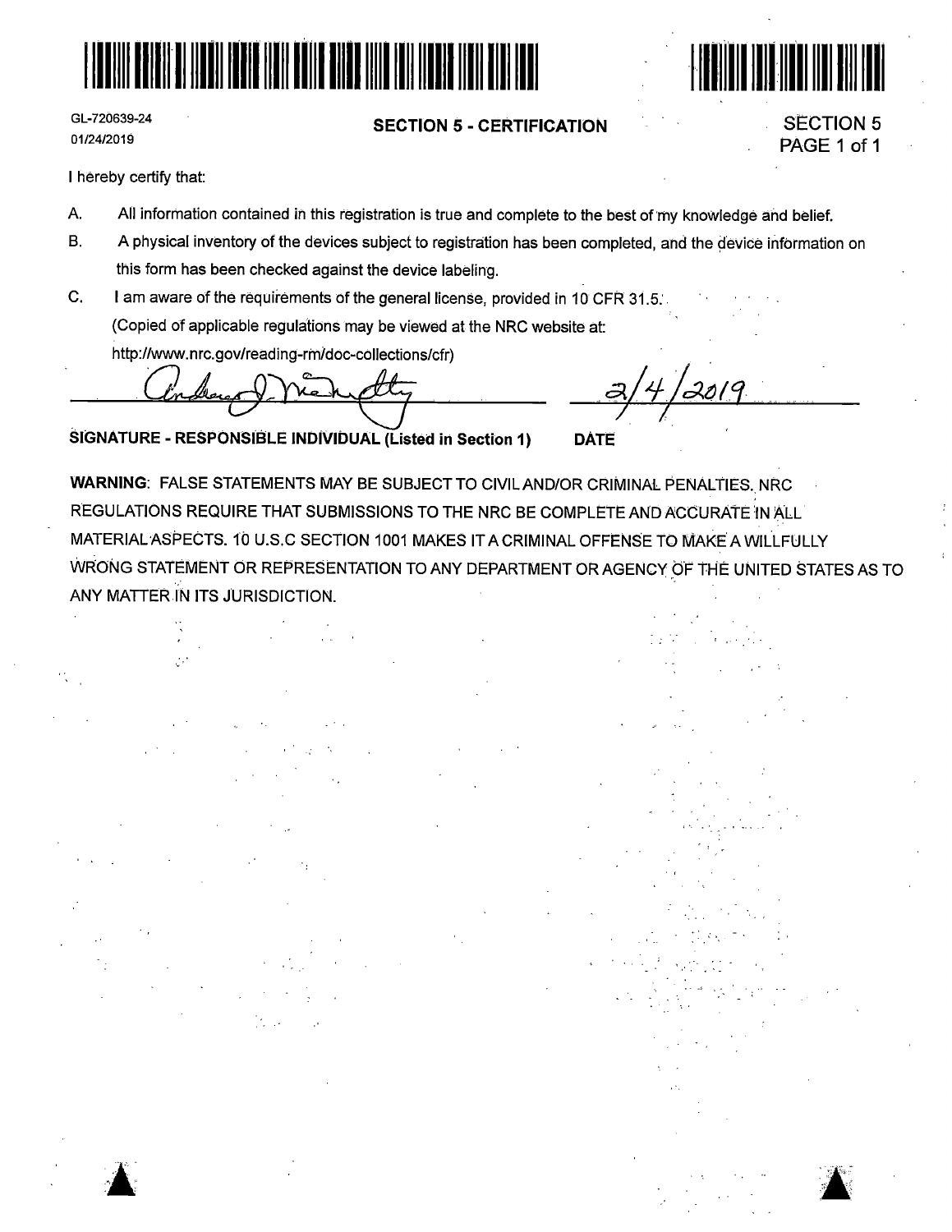GL-720639-24
01/24/2019

## SECTION 5 - CERTIFICATION

SECTION 5
PAGE 1 of 1

I hereby certify that:

A. All information contained in this registration is true and complete to the best of my knowledge and belief.

B. A physical inventory of the devices subject to registration has been completed, and the device information on this form has been checked against the device labeling.

C. I am aware of the requirements of the general license, provided in 10 CFR 31.5.
(Copied of applicable regulations may be viewed at the NRC website at:
http://www.nrc.gov/reading-rm/doc-collections/cfr)

Anthony J. McNulty &nbsp;&nbsp;&nbsp;&nbsp;&nbsp;&nbsp;&nbsp;&nbsp;&nbsp;&nbsp; 2/4/2019

**SIGNATURE - RESPONSIBLE INDIVIDUAL (Listed in Section 1)** &nbsp;&nbsp;&nbsp;&nbsp; **DATE**

**WARNING**: FALSE STATEMENTS MAY BE SUBJECT TO CIVIL AND/OR CRIMINAL PENALTIES. NRC REGULATIONS REQUIRE THAT SUBMISSIONS TO THE NRC BE COMPLETE AND ACCURATE IN ALL MATERIAL ASPECTS. 10 U.S.C SECTION 1001 MAKES IT A CRIMINAL OFFENSE TO MAKE A WILLFULLY WRONG STATEMENT OR REPRESENTATION TO ANY DEPARTMENT OR AGENCY OF THE UNITED STATES AS TO ANY MATTER IN ITS JURISDICTION.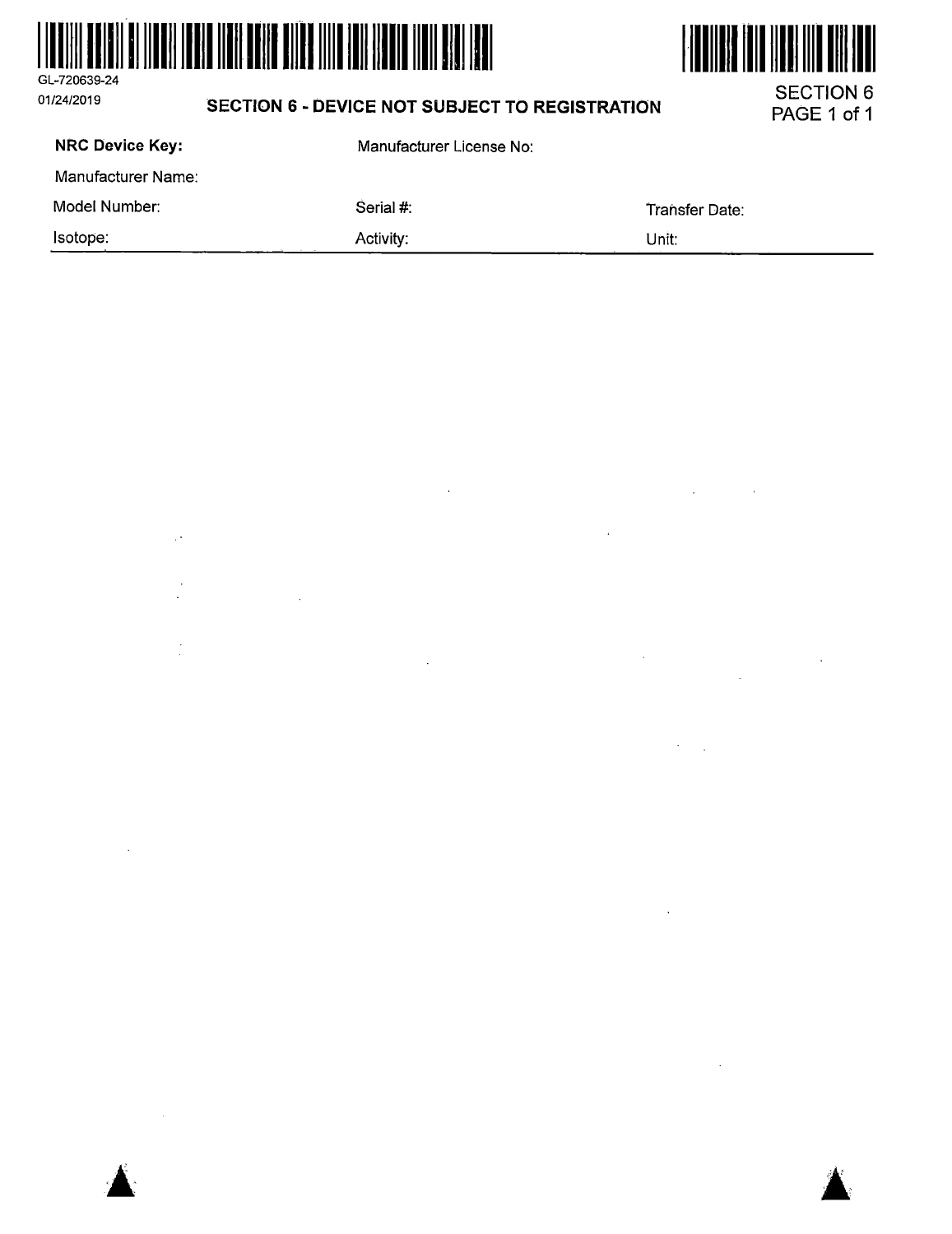GL-720639-24

01/24/2019

## SECTION 6 - DEVICE NOT SUBJECT TO REGISTRATION

SECTION 6
PAGE 1 of 1

| | | |
|---|---|---|
| **NRC Device Key:** | Manufacturer License No: | |
| Manufacturer Name: | | |
| Model Number: | Serial #: | Transfer Date: |
| Isotope: | Activity: | Unit: |